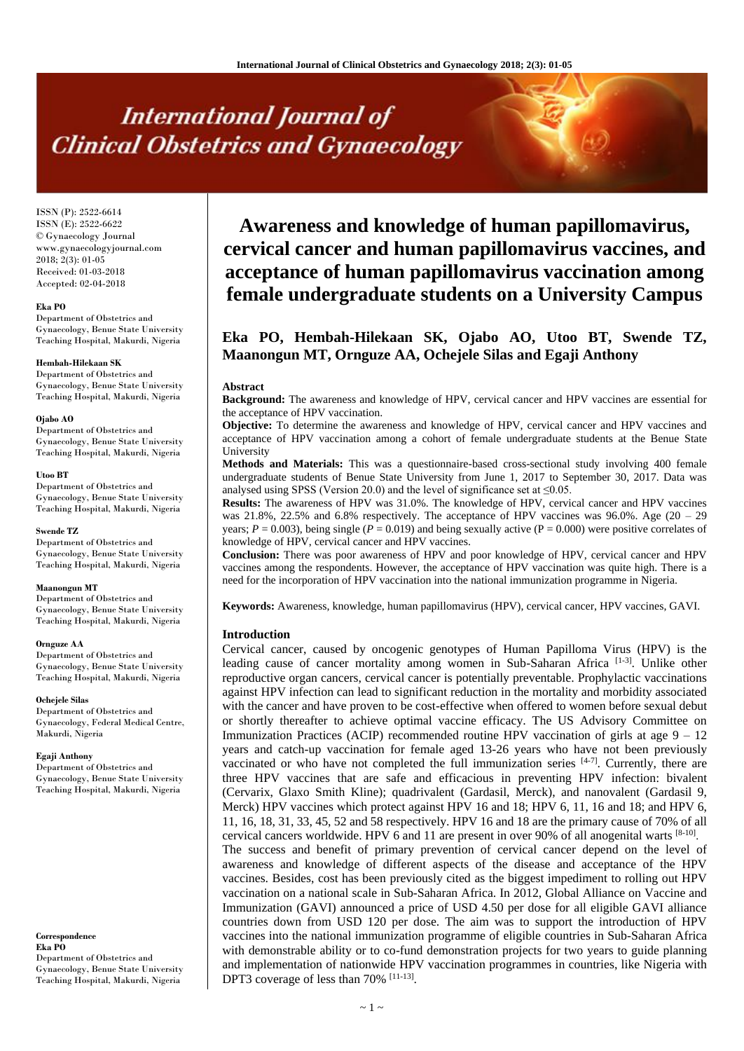ISSN (P): 2522-6614
ISSN (E): 2522-6622
© Gynaecology Journal
www.gynaecologyjournal.com
2018; 2(3): 01-05
Received: 01-03-2018
Accepted: 02-04-2018

**Eka PO**
Department of Obstetrics and Gynaecology, Benue State University Teaching Hospital, Makurdi, Nigeria

**Hembah-Hilekaan SK**
Department of Obstetrics and Gynaecology, Benue State University Teaching Hospital, Makurdi, Nigeria

**Ojabo AO**
Department of Obstetrics and Gynaecology, Benue State University Teaching Hospital, Makurdi, Nigeria

**Utoo BT**
Department of Obstetrics and Gynaecology, Benue State University Teaching Hospital, Makurdi, Nigeria

**Swende TZ**
Department of Obstetrics and Gynaecology, Benue State University Teaching Hospital, Makurdi, Nigeria

**Maanongun MT**
Department of Obstetrics and Gynaecology, Benue State University Teaching Hospital, Makurdi, Nigeria

**Ornguze AA**
Department of Obstetrics and Gynaecology, Benue State University Teaching Hospital, Makurdi, Nigeria

**Ochejele Silas**
Department of Obstetrics and Gynaecology, Federal Medical Centre, Makurdi, Nigeria

**Egaji Anthony**
Department of Obstetrics and Gynaecology, Benue State University Teaching Hospital, Makurdi, Nigeria

**Correspondence**
**Eka PO**
Department of Obstetrics and Gynaecology, Benue State University Teaching Hospital, Makurdi, Nigeria

# Awareness and knowledge of human papillomavirus, cervical cancer and human papillomavirus vaccines, and acceptance of human papillomavirus vaccination among female undergraduate students on a University Campus

**Eka PO, Hembah-Hilekaan SK, Ojabo AO, Utoo BT, Swende TZ, Maanongun MT, Ornguze AA, Ochejele Silas and Egaji Anthony**

## Abstract

**Background:** The awareness and knowledge of HPV, cervical cancer and HPV vaccines are essential for the acceptance of HPV vaccination.

**Objective:** To determine the awareness and knowledge of HPV, cervical cancer and HPV vaccines and acceptance of HPV vaccination among a cohort of female undergraduate students at the Benue State University

**Methods and Materials:** This was a questionnaire-based cross-sectional study involving 400 female undergraduate students of Benue State University from June 1, 2017 to September 30, 2017. Data was analysed using SPSS (Version 20.0) and the level of significance set at $\leq 0.05$.

**Results:** The awareness of HPV was 31.0%. The knowledge of HPV, cervical cancer and HPV vaccines was 21.8%, 22.5% and 6.8% respectively. The acceptance of HPV vaccines was 96.0%. Age (20 – 29 years; $P = 0.003$), being single ($P = 0.019$) and being sexually active ($P = 0.000$) were positive correlates of knowledge of HPV, cervical cancer and HPV vaccines.

**Conclusion:** There was poor awareness of HPV and poor knowledge of HPV, cervical cancer and HPV vaccines among the respondents. However, the acceptance of HPV vaccination was quite high. There is a need for the incorporation of HPV vaccination into the national immunization programme in Nigeria.

**Keywords:** Awareness, knowledge, human papillomavirus (HPV), cervical cancer, HPV vaccines, GAVI.

## Introduction

Cervical cancer, caused by oncogenic genotypes of Human Papilloma Virus (HPV) is the leading cause of cancer mortality among women in Sub-Saharan Africa [1-3]. Unlike other reproductive organ cancers, cervical cancer is potentially preventable. Prophylactic vaccinations against HPV infection can lead to significant reduction in the mortality and morbidity associated with the cancer and have proven to be cost-effective when offered to women before sexual debut or shortly thereafter to achieve optimal vaccine efficacy. The US Advisory Committee on Immunization Practices (ACIP) recommended routine HPV vaccination of girls at age 9 – 12 years and catch-up vaccination for female aged 13-26 years who have not been previously vaccinated or who have not completed the full immunization series [4-7]. Currently, there are three HPV vaccines that are safe and efficacious in preventing HPV infection: bivalent (Cervarix, Glaxo Smith Kline); quadrivalent (Gardasil, Merck), and nanovalent (Gardasil 9, Merck) HPV vaccines which protect against HPV 16 and 18; HPV 6, 11, 16 and 18; and HPV 6, 11, 16, 18, 31, 33, 45, 52 and 58 respectively. HPV 16 and 18 are the primary cause of 70% of all cervical cancers worldwide. HPV 6 and 11 are present in over 90% of all anogenital warts [8-10].

The success and benefit of primary prevention of cervical cancer depend on the level of awareness and knowledge of different aspects of the disease and acceptance of the HPV vaccines. Besides, cost has been previously cited as the biggest impediment to rolling out HPV vaccination on a national scale in Sub-Saharan Africa. In 2012, Global Alliance on Vaccine and Immunization (GAVI) announced a price of USD 4.50 per dose for all eligible GAVI alliance countries down from USD 120 per dose. The aim was to support the introduction of HPV vaccines into the national immunization programme of eligible countries in Sub-Saharan Africa with demonstrable ability or to co-fund demonstration projects for two years to guide planning and implementation of nationwide HPV vaccination programmes in countries, like Nigeria with DPT3 coverage of less than 70% [11-13].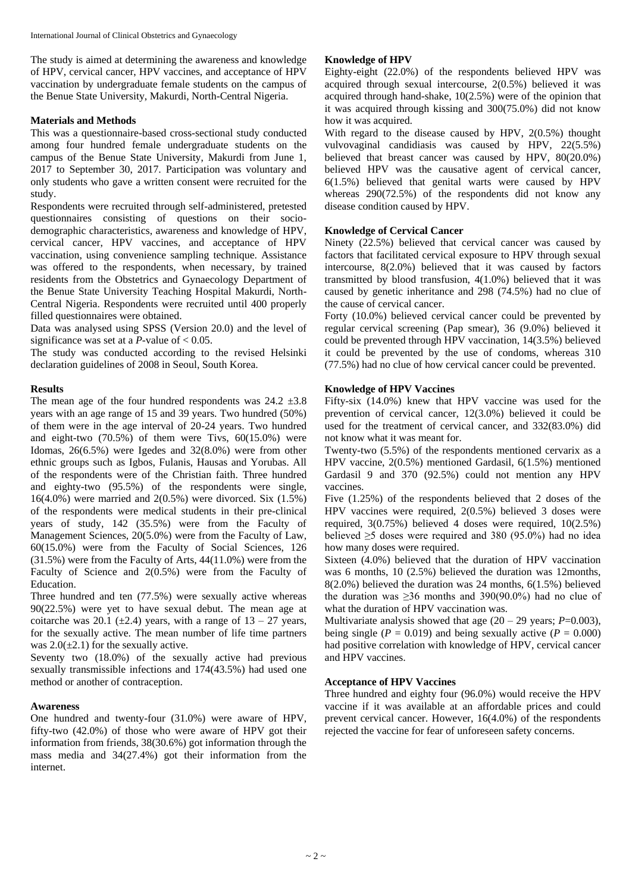The study is aimed at determining the awareness and knowledge of HPV, cervical cancer, HPV vaccines, and acceptance of HPV vaccination by undergraduate female students on the campus of the Benue State University, Makurdi, North-Central Nigeria.

## Materials and Methods

This was a questionnaire-based cross-sectional study conducted among four hundred female undergraduate students on the campus of the Benue State University, Makurdi from June 1, 2017 to September 30, 2017. Participation was voluntary and only students who gave a written consent were recruited for the study.

Respondents were recruited through self-administered, pretested questionnaires consisting of questions on their socio-demographic characteristics, awareness and knowledge of HPV, cervical cancer, HPV vaccines, and acceptance of HPV vaccination, using convenience sampling technique. Assistance was offered to the respondents, when necessary, by trained residents from the Obstetrics and Gynaecology Department of the Benue State University Teaching Hospital Makurdi, North-Central Nigeria. Respondents were recruited until 400 properly filled questionnaires were obtained.

Data was analysed using SPSS (Version 20.0) and the level of significance was set at a *P*-value of $< 0.05$.

The study was conducted according to the revised Helsinki declaration guidelines of 2008 in Seoul, South Korea.

## Results

The mean age of the four hundred respondents was $24.2 \pm 3.8$ years with an age range of 15 and 39 years. Two hundred (50%) of them were in the age interval of 20-24 years. Two hundred and eight-two (70.5%) of them were Tivs, 60(15.0%) were Idomas, 26(6.5%) were Igedes and 32(8.0%) were from other ethnic groups such as Igbos, Fulanis, Hausas and Yorubas. All of the respondents were of the Christian faith. Three hundred and eighty-two (95.5%) of the respondents were single, 16(4.0%) were married and 2(0.5%) were divorced. Six (1.5%) of the respondents were medical students in their pre-clinical years of study, 142 (35.5%) were from the Faculty of Management Sciences, 20(5.0%) were from the Faculty of Law, 60(15.0%) were from the Faculty of Social Sciences, 126 (31.5%) were from the Faculty of Arts, 44(11.0%) were from the Faculty of Science and 2(0.5%) were from the Faculty of Education.

Three hundred and ten (77.5%) were sexually active whereas 90(22.5%) were yet to have sexual debut. The mean age at coitarche was 20.1 ($\pm 2.4$) years, with a range of 13 – 27 years, for the sexually active. The mean number of life time partners was 2.0($\pm 2.1$) for the sexually active.

Seventy two (18.0%) of the sexually active had previous sexually transmissible infections and 174(43.5%) had used one method or another of contraception.

### Awareness

One hundred and twenty-four (31.0%) were aware of HPV, fifty-two (42.0%) of those who were aware of HPV got their information from friends, 38(30.6%) got information through the mass media and 34(27.4%) got their information from the internet.

### Knowledge of HPV

Eighty-eight (22.0%) of the respondents believed HPV was acquired through sexual intercourse, 2(0.5%) believed it was acquired through hand-shake, 10(2.5%) were of the opinion that it was acquired through kissing and 300(75.0%) did not know how it was acquired.

With regard to the disease caused by HPV, 2(0.5%) thought vulvovaginal candidiasis was caused by HPV, 22(5.5%) believed that breast cancer was caused by HPV, 80(20.0%) believed HPV was the causative agent of cervical cancer, 6(1.5%) believed that genital warts were caused by HPV whereas 290(72.5%) of the respondents did not know any disease condition caused by HPV.

### Knowledge of Cervical Cancer

Ninety (22.5%) believed that cervical cancer was caused by factors that facilitated cervical exposure to HPV through sexual intercourse, 8(2.0%) believed that it was caused by factors transmitted by blood transfusion, 4(1.0%) believed that it was caused by genetic inheritance and 298 (74.5%) had no clue of the cause of cervical cancer.

Forty (10.0%) believed cervical cancer could be prevented by regular cervical screening (Pap smear), 36 (9.0%) believed it could be prevented through HPV vaccination, 14(3.5%) believed it could be prevented by the use of condoms, whereas 310 (77.5%) had no clue of how cervical cancer could be prevented.

### Knowledge of HPV Vaccines

Fifty-six (14.0%) knew that HPV vaccine was used for the prevention of cervical cancer, 12(3.0%) believed it could be used for the treatment of cervical cancer, and 332(83.0%) did not know what it was meant for.

Twenty-two (5.5%) of the respondents mentioned cervarix as a HPV vaccine, 2(0.5%) mentioned Gardasil, 6(1.5%) mentioned Gardasil 9 and 370 (92.5%) could not mention any HPV vaccines.

Five (1.25%) of the respondents believed that 2 doses of the HPV vaccines were required, 2(0.5%) believed 3 doses were required, 3(0.75%) believed 4 doses were required, 10(2.5%) believed ≥5 doses were required and 380 (95.0%) had no idea how many doses were required.

Sixteen (4.0%) believed that the duration of HPV vaccination was 6 months, 10 (2.5%) believed the duration was 12months, 8(2.0%) believed the duration was 24 months, 6(1.5%) believed the duration was ≥36 months and 390(90.0%) had no clue of what the duration of HPV vaccination was.

Multivariate analysis showed that age (20 – 29 years; $P=0.003$), being single ($P = 0.019$) and being sexually active ($P = 0.000$) had positive correlation with knowledge of HPV, cervical cancer and HPV vaccines.

### Acceptance of HPV Vaccines

Three hundred and eighty four (96.0%) would receive the HPV vaccine if it was available at an affordable prices and could prevent cervical cancer. However, 16(4.0%) of the respondents rejected the vaccine for fear of unforeseen safety concerns.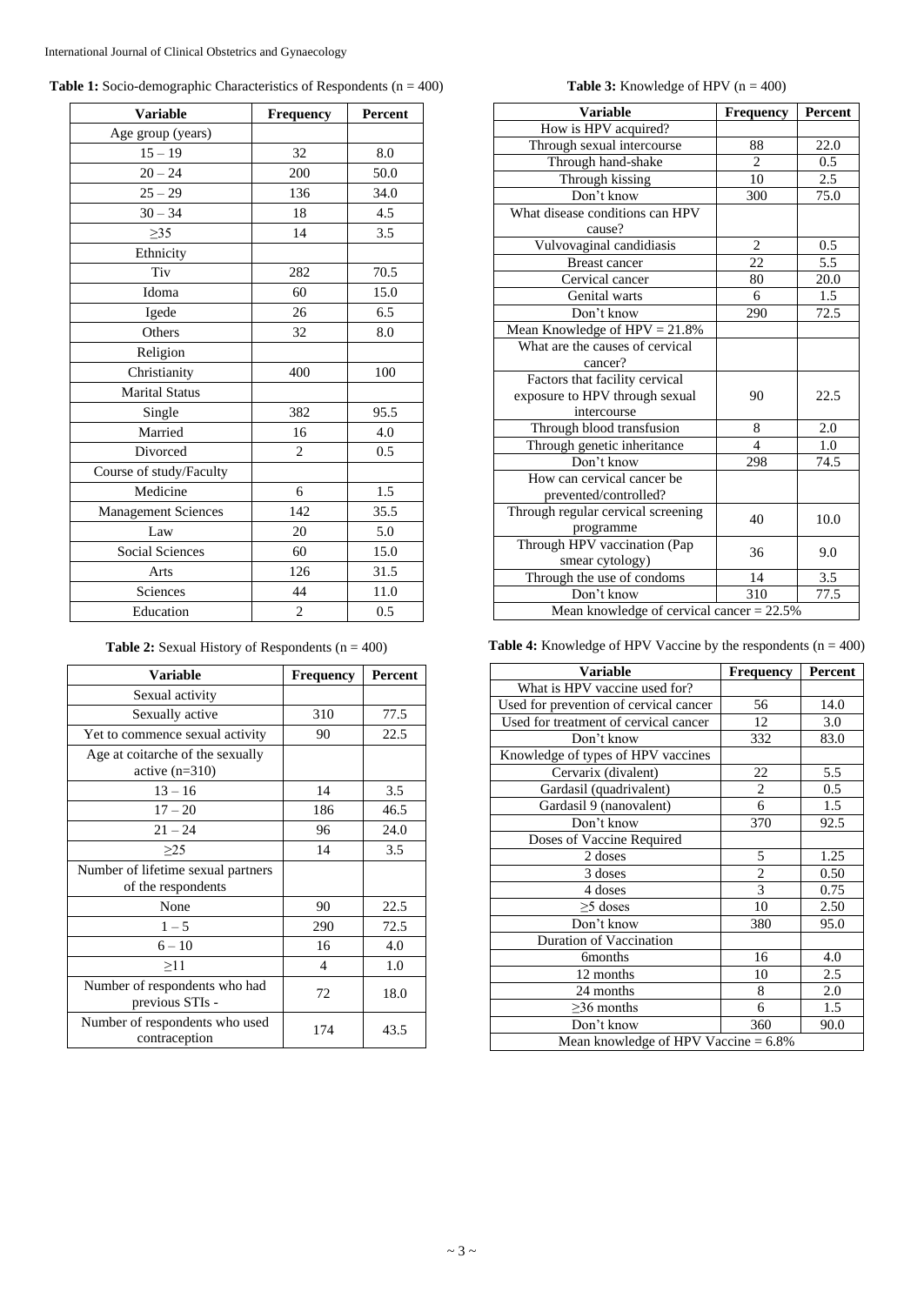**Table 1:** Socio-demographic Characteristics of Respondents (n = 400)

| Variable | Frequency | Percent |
|---|---|---|
| Age group (years) | | |
| 15 – 19 | 32 | 8.0 |
| 20 – 24 | 200 | 50.0 |
| 25 – 29 | 136 | 34.0 |
| 30 – 34 | 18 | 4.5 |
| ≥35 | 14 | 3.5 |
| Ethnicity | | |
| Tiv | 282 | 70.5 |
| Idoma | 60 | 15.0 |
| Igede | 26 | 6.5 |
| Others | 32 | 8.0 |
| Religion | | |
| Christianity | 400 | 100 |
| Marital Status | | |
| Single | 382 | 95.5 |
| Married | 16 | 4.0 |
| Divorced | 2 | 0.5 |
| Course of study/Faculty | | |
| Medicine | 6 | 1.5 |
| Management Sciences | 142 | 35.5 |
| Law | 20 | 5.0 |
| Social Sciences | 60 | 15.0 |
| Arts | 126 | 31.5 |
| Sciences | 44 | 11.0 |
| Education | 2 | 0.5 |

**Table 2:** Sexual History of Respondents (n = 400)

| Variable | Frequency | Percent |
|---|---|---|
| Sexual activity | | |
| Sexually active | 310 | 77.5 |
| Yet to commence sexual activity | 90 | 22.5 |
| Age at coitarche of the sexually active (n=310) | | |
| 13 – 16 | 14 | 3.5 |
| 17 – 20 | 186 | 46.5 |
| 21 – 24 | 96 | 24.0 |
| ≥25 | 14 | 3.5 |
| Number of lifetime sexual partners of the respondents | | |
| None | 90 | 22.5 |
| 1 – 5 | 290 | 72.5 |
| 6 – 10 | 16 | 4.0 |
| ≥11 | 4 | 1.0 |
| Number of respondents who had previous STIs - | 72 | 18.0 |
| Number of respondents who used contraception | 174 | 43.5 |

**Table 3:** Knowledge of HPV (n = 400)

| Variable | Frequency | Percent |
|---|---|---|
| How is HPV acquired? | | |
| Through sexual intercourse | 88 | 22.0 |
| Through hand-shake | 2 | 0.5 |
| Through kissing | 10 | 2.5 |
| Don't know | 300 | 75.0 |
| What disease conditions can HPV cause? | | |
| Vulvovaginal candidiasis | 2 | 0.5 |
| Breast cancer | 22 | 5.5 |
| Cervical cancer | 80 | 20.0 |
| Genital warts | 6 | 1.5 |
| Don't know | 290 | 72.5 |
| Mean Knowledge of HPV = 21.8% | | |
| What are the causes of cervical cancer? | | |
| Factors that facility cervical exposure to HPV through sexual intercourse | 90 | 22.5 |
| Through blood transfusion | 8 | 2.0 |
| Through genetic inheritance | 4 | 1.0 |
| Don't know | 298 | 74.5 |
| How can cervical cancer be prevented/controlled? | | |
| Through regular cervical screening programme | 40 | 10.0 |
| Through HPV vaccination (Pap smear cytology) | 36 | 9.0 |
| Through the use of condoms | 14 | 3.5 |
| Don't know | 310 | 77.5 |
| Mean knowledge of cervical cancer = 22.5% | | |

**Table 4:** Knowledge of HPV Vaccine by the respondents (n = 400)

| Variable | Frequency | Percent |
|---|---|---|
| What is HPV vaccine used for? | | |
| Used for prevention of cervical cancer | 56 | 14.0 |
| Used for treatment of cervical cancer | 12 | 3.0 |
| Don't know | 332 | 83.0 |
| Knowledge of types of HPV vaccines | | |
| Cervarix (divalent) | 22 | 5.5 |
| Gardasil (quadrivalent) | 2 | 0.5 |
| Gardasil 9 (nanovalent) | 6 | 1.5 |
| Don't know | 370 | 92.5 |
| Doses of Vaccine Required | | |
| 2 doses | 5 | 1.25 |
| 3 doses | 2 | 0.50 |
| 4 doses | 3 | 0.75 |
| ≥5 doses | 10 | 2.50 |
| Don't know | 380 | 95.0 |
| Duration of Vaccination | | |
| 6months | 16 | 4.0 |
| 12 months | 10 | 2.5 |
| 24 months | 8 | 2.0 |
| ≥36 months | 6 | 1.5 |
| Don't know | 360 | 90.0 |
| Mean knowledge of HPV Vaccine = 6.8% | | |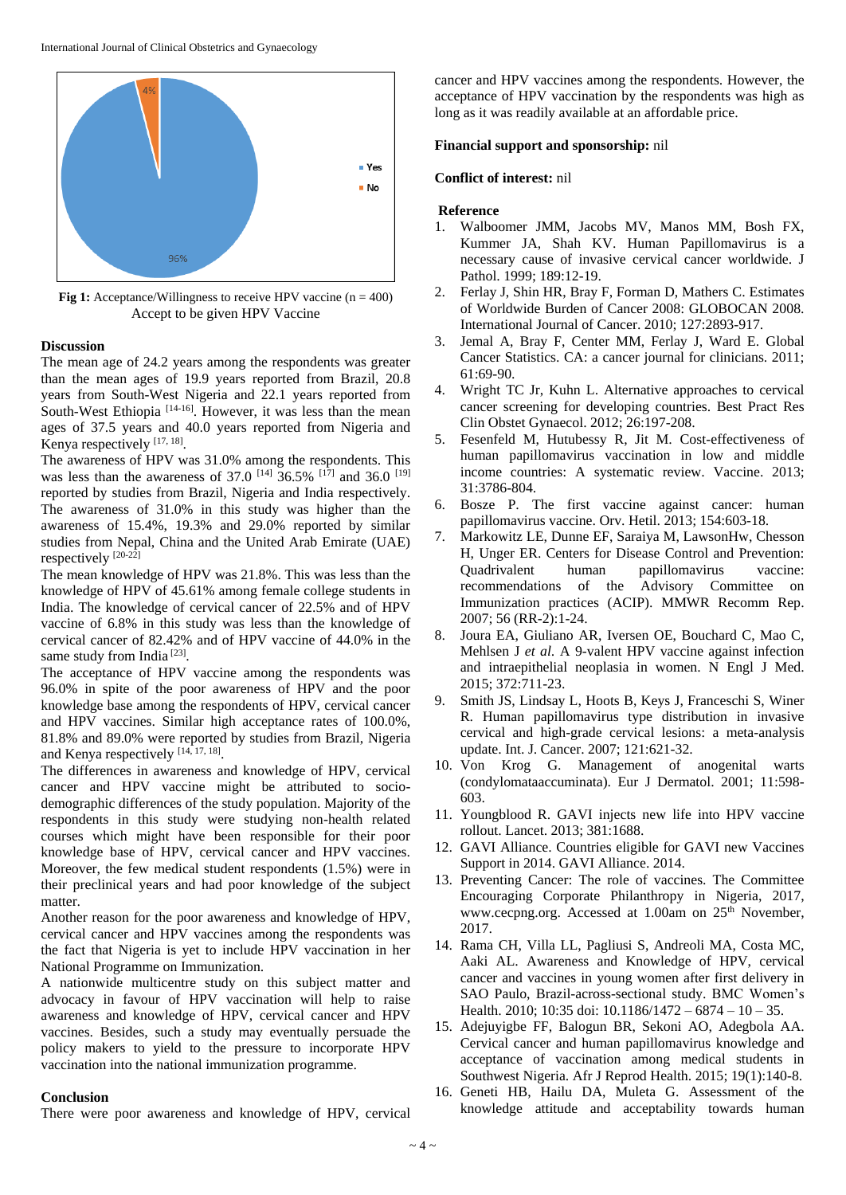Fig 1: Acceptance/Willingness to receive HPV vaccine (n = 400) Accept to be given HPV Vaccine

## Discussion

The mean age of 24.2 years among the respondents was greater than the mean ages of 19.9 years reported from Brazil, 20.8 years from South-West Nigeria and 22.1 years reported from South-West Ethiopia [14-16]. However, it was less than the mean ages of 37.5 years and 40.0 years reported from Nigeria and Kenya respectively [17, 18].

The awareness of HPV was 31.0% among the respondents. This was less than the awareness of 37.0 [14] 36.5% [17] and 36.0 [19] reported by studies from Brazil, Nigeria and India respectively. The awareness of 31.0% in this study was higher than the awareness of 15.4%, 19.3% and 29.0% reported by similar studies from Nepal, China and the United Arab Emirate (UAE) respectively [20-22]

The mean knowledge of HPV was 21.8%. This was less than the knowledge of HPV of 45.61% among female college students in India. The knowledge of cervical cancer of 22.5% and of HPV vaccine of 6.8% in this study was less than the knowledge of cervical cancer of 82.42% and of HPV vaccine of 44.0% in the same study from India [23].

The acceptance of HPV vaccine among the respondents was 96.0% in spite of the poor awareness of HPV and the poor knowledge base among the respondents of HPV, cervical cancer and HPV vaccines. Similar high acceptance rates of 100.0%, 81.8% and 89.0% were reported by studies from Brazil, Nigeria and Kenya respectively [14, 17, 18].

The differences in awareness and knowledge of HPV, cervical cancer and HPV vaccine might be attributed to socio-demographic differences of the study population. Majority of the respondents in this study were studying non-health related courses which might have been responsible for their poor knowledge base of HPV, cervical cancer and HPV vaccines. Moreover, the few medical student respondents (1.5%) were in their preclinical years and had poor knowledge of the subject matter.

Another reason for the poor awareness and knowledge of HPV, cervical cancer and HPV vaccines among the respondents was the fact that Nigeria is yet to include HPV vaccination in her National Programme on Immunization.

A nationwide multicentre study on this subject matter and advocacy in favour of HPV vaccination will help to raise awareness and knowledge of HPV, cervical cancer and HPV vaccines. Besides, such a study may eventually persuade the policy makers to yield to the pressure to incorporate HPV vaccination into the national immunization programme.

## Conclusion

There were poor awareness and knowledge of HPV, cervical cancer and HPV vaccines among the respondents. However, the acceptance of HPV vaccination by the respondents was high as long as it was readily available at an affordable price.

**Financial support and sponsorship:** nil

**Conflict of interest:** nil

## Reference

1. Walboomer JMM, Jacobs MV, Manos MM, Bosh FX, Kummer JA, Shah KV. Human Papillomavirus is a necessary cause of invasive cervical cancer worldwide. J Pathol. 1999; 189:12-19.
2. Ferlay J, Shin HR, Bray F, Forman D, Mathers C. Estimates of Worldwide Burden of Cancer 2008: GLOBOCAN 2008. International Journal of Cancer. 2010; 127:2893-917.
3. Jemal A, Bray F, Center MM, Ferlay J, Ward E. Global Cancer Statistics. CA: a cancer journal for clinicians. 2011; 61:69-90.
4. Wright TC Jr, Kuhn L. Alternative approaches to cervical cancer screening for developing countries. Best Pract Res Clin Obstet Gynaecol. 2012; 26:197-208.
5. Fesenfeld M, Hutubessy R, Jit M. Cost-effectiveness of human papillomavirus vaccination in low and middle income countries: A systematic review. Vaccine. 2013; 31:3786-804.
6. Bosze P. The first vaccine against cancer: human papillomavirus vaccine. Orv. Hetil. 2013; 154:603-18.
7. Markowitz LE, Dunne EF, Saraiya M, LawsonHw, Chesson H, Unger ER. Centers for Disease Control and Prevention: Quadrivalent human papillomavirus vaccine: recommendations of the Advisory Committee on Immunization practices (ACIP). MMWR Recomm Rep. 2007; 56 (RR-2):1-24.
8. Joura EA, Giuliano AR, Iversen OE, Bouchard C, Mao C, Mehlsen J *et al.* A 9-valent HPV vaccine against infection and intraepithelial neoplasia in women. N Engl J Med. 2015; 372:711-23.
9. Smith JS, Lindsay L, Hoots B, Keys J, Franceschi S, Winer R. Human papillomavirus type distribution in invasive cervical and high-grade cervical lesions: a meta-analysis update. Int. J. Cancer. 2007; 121:621-32.
10. Von Krog G. Management of anogenital warts (condylomataaccuminata). Eur J Dermatol. 2001; 11:598-603.
11. Youngblood R. GAVI injects new life into HPV vaccine rollout. Lancet. 2013; 381:1688.
12. GAVI Alliance. Countries eligible for GAVI new Vaccines Support in 2014. GAVI Alliance. 2014.
13. Preventing Cancer: The role of vaccines. The Committee Encouraging Corporate Philanthropy in Nigeria, 2017, www.cecpng.org. Accessed at 1.00am on 25th November, 2017.
14. Rama CH, Villa LL, Pagliusi S, Andreoli MA, Costa MC, Aaki AL. Awareness and Knowledge of HPV, cervical cancer and vaccines in young women after first delivery in SAO Paulo, Brazil-across-sectional study. BMC Women's Health. 2010; 10:35 doi: 10.1186/1472 – 6874 – 10 – 35.
15. Adejuyigbe FF, Balogun BR, Sekoni AO, Adegbola AA. Cervical cancer and human papillomavirus knowledge and acceptance of vaccination among medical students in Southwest Nigeria. Afr J Reprod Health. 2015; 19(1):140-8.
16. Geneti HB, Hailu DA, Muleta G. Assessment of the knowledge attitude and acceptability towards human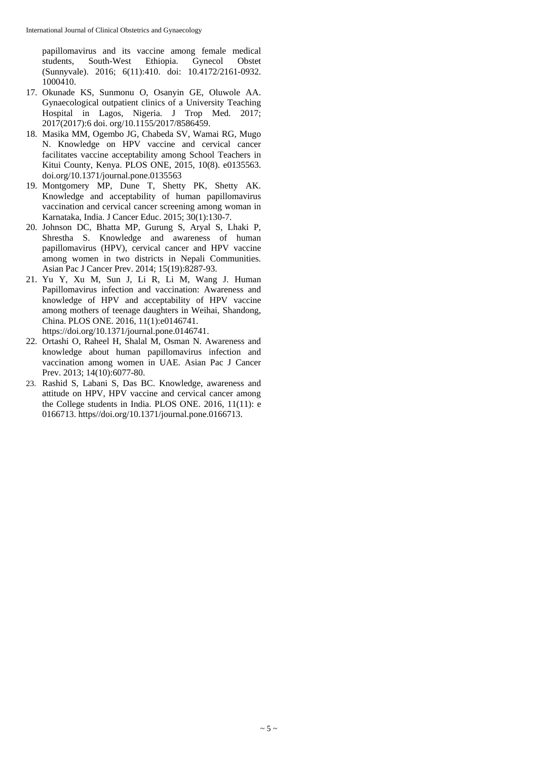papillomavirus and its vaccine among female medical students, South-West Ethiopia. Gynecol Obstet (Sunnyvale). 2016; 6(11):410. doi: 10.4172/2161-0932. 1000410.

17. Okunade KS, Sunmonu O, Osanyin GE, Oluwole AA. Gynaecological outpatient clinics of a University Teaching Hospital in Lagos, Nigeria. J Trop Med. 2017; 2017(2017):6 doi. org/10.1155/2017/8586459.
18. Masika MM, Ogembo JG, Chabeda SV, Wamai RG, Mugo N. Knowledge on HPV vaccine and cervical cancer facilitates vaccine acceptability among School Teachers in Kitui County, Kenya. PLOS ONE, 2015, 10(8). e0135563. doi.org/10.1371/journal.pone.0135563
19. Montgomery MP, Dune T, Shetty PK, Shetty AK. Knowledge and acceptability of human papillomavirus vaccination and cervical cancer screening among woman in Karnataka, India. J Cancer Educ. 2015; 30(1):130-7.
20. Johnson DC, Bhatta MP, Gurung S, Aryal S, Lhaki P, Shrestha S. Knowledge and awareness of human papillomavirus (HPV), cervical cancer and HPV vaccine among women in two districts in Nepali Communities. Asian Pac J Cancer Prev. 2014; 15(19):8287-93.
21. Yu Y, Xu M, Sun J, Li R, Li M, Wang J. Human Papillomavirus infection and vaccination: Awareness and knowledge of HPV and acceptability of HPV vaccine among mothers of teenage daughters in Weihai, Shandong, China. PLOS ONE. 2016, 11(1):e0146741. https://doi.org/10.1371/journal.pone.0146741.
22. Ortashi O, Raheel H, Shalal M, Osman N. Awareness and knowledge about human papillomavirus infection and vaccination among women in UAE. Asian Pac J Cancer Prev. 2013; 14(10):6077-80.
23. Rashid S, Labani S, Das BC. Knowledge, awareness and attitude on HPV, HPV vaccine and cervical cancer among the College students in India. PLOS ONE. 2016, 11(11): e 0166713. https//doi.org/10.1371/journal.pone.0166713.